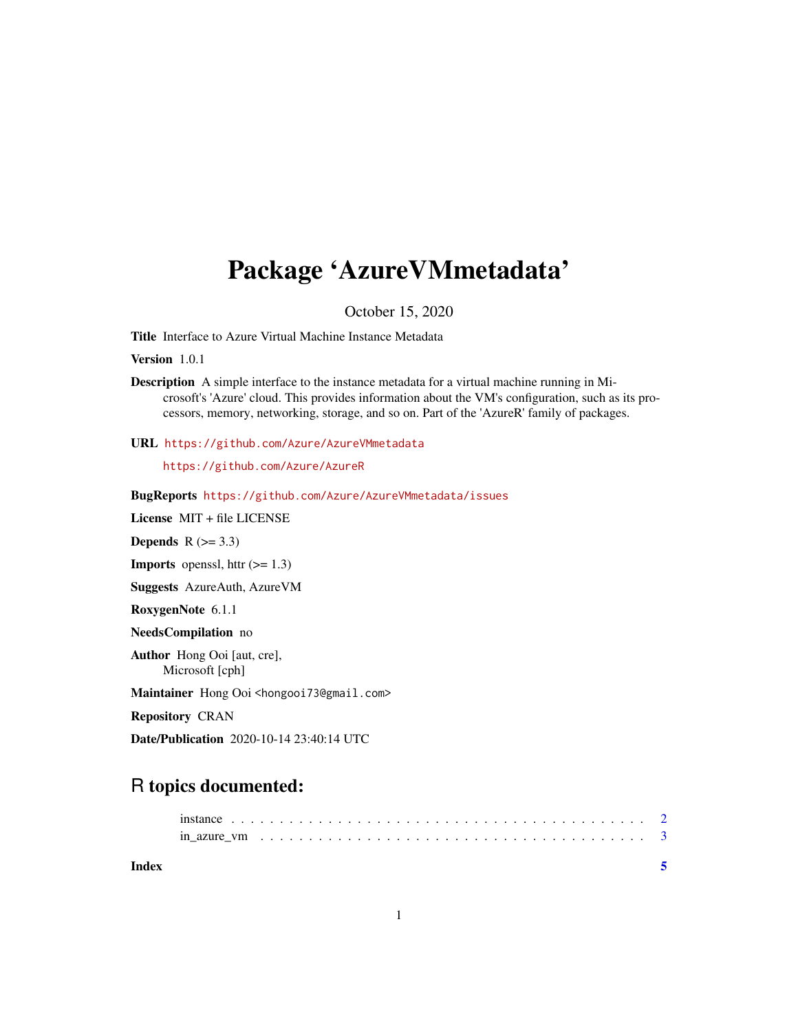# Package 'AzureVMmetadata'

October 15, 2020

**Title** Interface to Azure Virtual Machine Instance Metadata

**Version** 1.0.1

**Description** A simple interface to the instance metadata for a virtual machine running in Microsoft's 'Azure' cloud. This provides information about the VM's configuration, such as its processors, memory, networking, storage, and so on. Part of the 'AzureR' family of packages.

**URL** https://github.com/Azure/AzureVMmetadata
https://github.com/Azure/AzureR

**BugReports** https://github.com/Azure/AzureVMmetadata/issues

**License** MIT + file LICENSE

**Depends** R (>= 3.3)

**Imports** openssl, httr (>= 1.3)

**Suggests** AzureAuth, AzureVM

**RoxygenNote** 6.1.1

**NeedsCompilation** no

**Author** Hong Ooi [aut, cre],
Microsoft [cph]

**Maintainer** Hong Ooi <hongooi73@gmail.com>

**Repository** CRAN

**Date/Publication** 2020-10-14 23:40:14 UTC

## R topics documented:

- instance . . . . . . . . . . . . . . . . . . . . . . . . . . . . . . . . . . . . . . . . . . 2
- in_azure_vm . . . . . . . . . . . . . . . . . . . . . . . . . . . . . . . . . . . . . . . 3

**Index** 5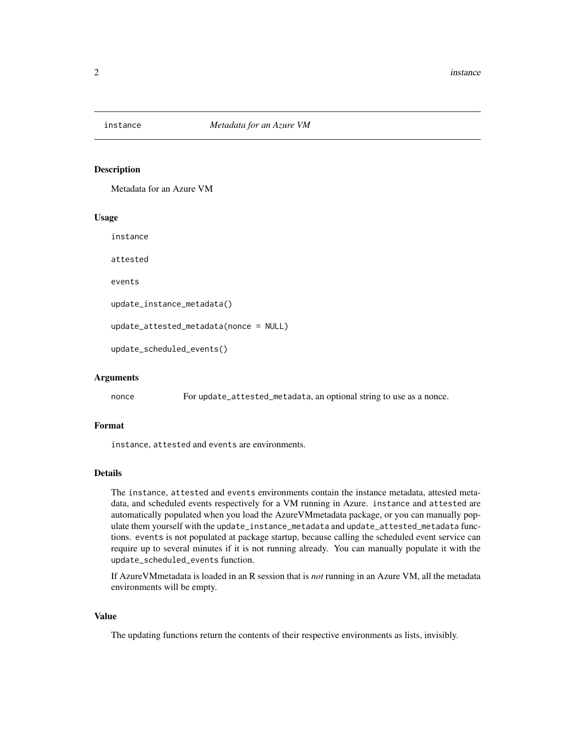# instance — *Metadata for an Azure VM*

## Description

Metadata for an Azure VM

## Usage

```
instance

attested

events

update_instance_metadata()

update_attested_metadata(nonce = NULL)

update_scheduled_events()
```

## Arguments

| | |
|---|---|
| `nonce` | For `update_attested_metadata`, an optional string to use as a nonce. |

## Format

`instance`, `attested` and `events` are environments.

## Details

The `instance`, `attested` and `events` environments contain the instance metadata, attested metadata, and scheduled events respectively for a VM running in Azure. `instance` and `attested` are automatically populated when you load the AzureVMmetadata package, or you can manually populate them yourself with the `update_instance_metadata` and `update_attested_metadata` functions. `events` is not populated at package startup, because calling the scheduled event service can require up to several minutes if it is not running already. You can manually populate it with the `update_scheduled_events` function.

If AzureVMmetadata is loaded in an R session that is *not* running in an Azure VM, all the metadata environments will be empty.

## Value

The updating functions return the contents of their respective environments as lists, invisibly.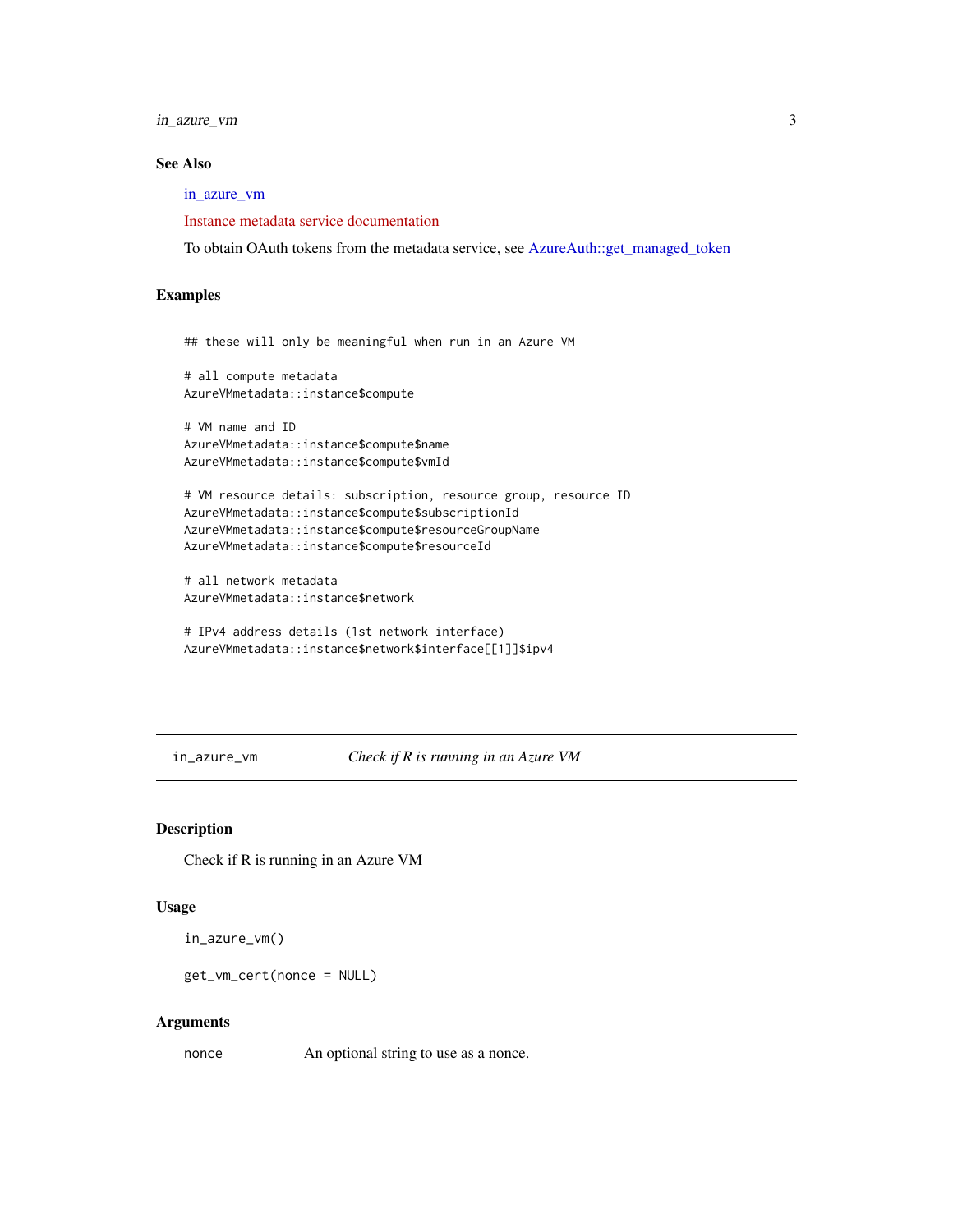### See Also

in_azure_vm

Instance metadata service documentation

To obtain OAuth tokens from the metadata service, see AzureAuth::get_managed_token

### Examples

```
## these will only be meaningful when run in an Azure VM

# all compute metadata
AzureVMmetadata::instance$compute

# VM name and ID
AzureVMmetadata::instance$compute$name
AzureVMmetadata::instance$compute$vmId

# VM resource details: subscription, resource group, resource ID
AzureVMmetadata::instance$compute$subscriptionId
AzureVMmetadata::instance$compute$resourceGroupName
AzureVMmetadata::instance$compute$resourceId

# all network metadata
AzureVMmetadata::instance$network

# IPv4 address details (1st network interface)
AzureVMmetadata::instance$network$interface[[1]]$ipv4
```

---

## in_azure_vm    *Check if R is running in an Azure VM*

---

### Description

Check if R is running in an Azure VM

### Usage

```
in_azure_vm()

get_vm_cert(nonce = NULL)
```

### Arguments

| | |
|---|---|
| nonce | An optional string to use as a nonce. |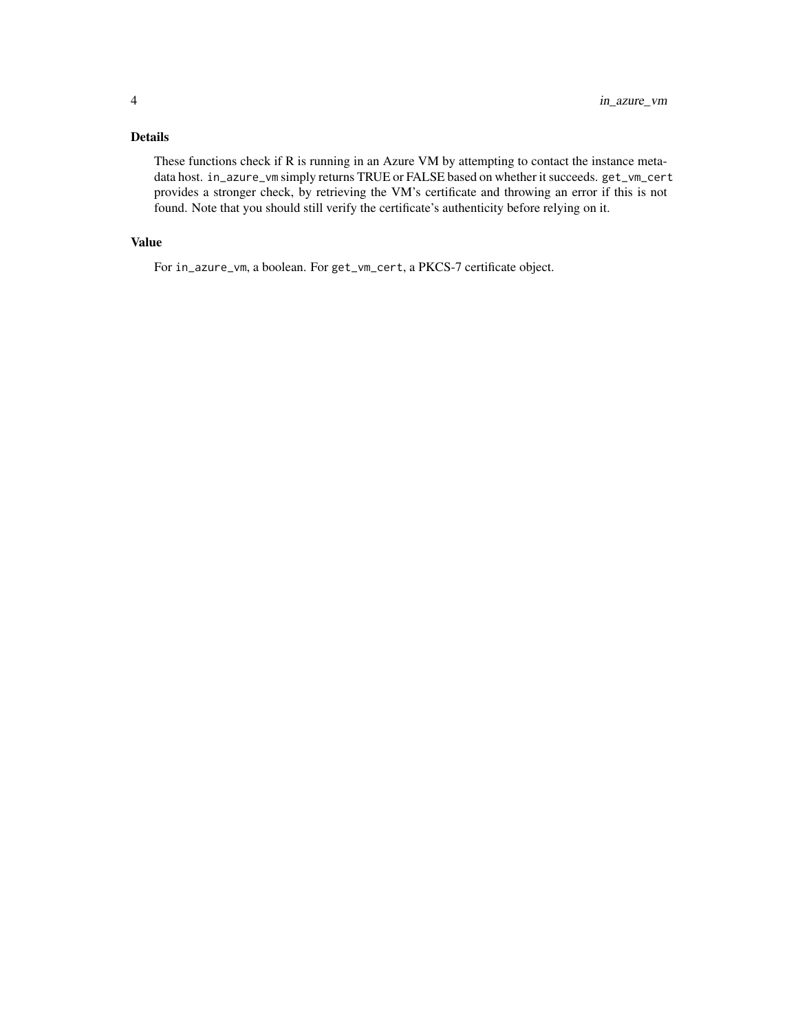## Details

These functions check if R is running in an Azure VM by attempting to contact the instance metadata host. `in_azure_vm` simply returns TRUE or FALSE based on whether it succeeds. `get_vm_cert` provides a stronger check, by retrieving the VM's certificate and throwing an error if this is not found. Note that you should still verify the certificate's authenticity before relying on it.

## Value

For `in_azure_vm`, a boolean. For `get_vm_cert`, a PKCS-7 certificate object.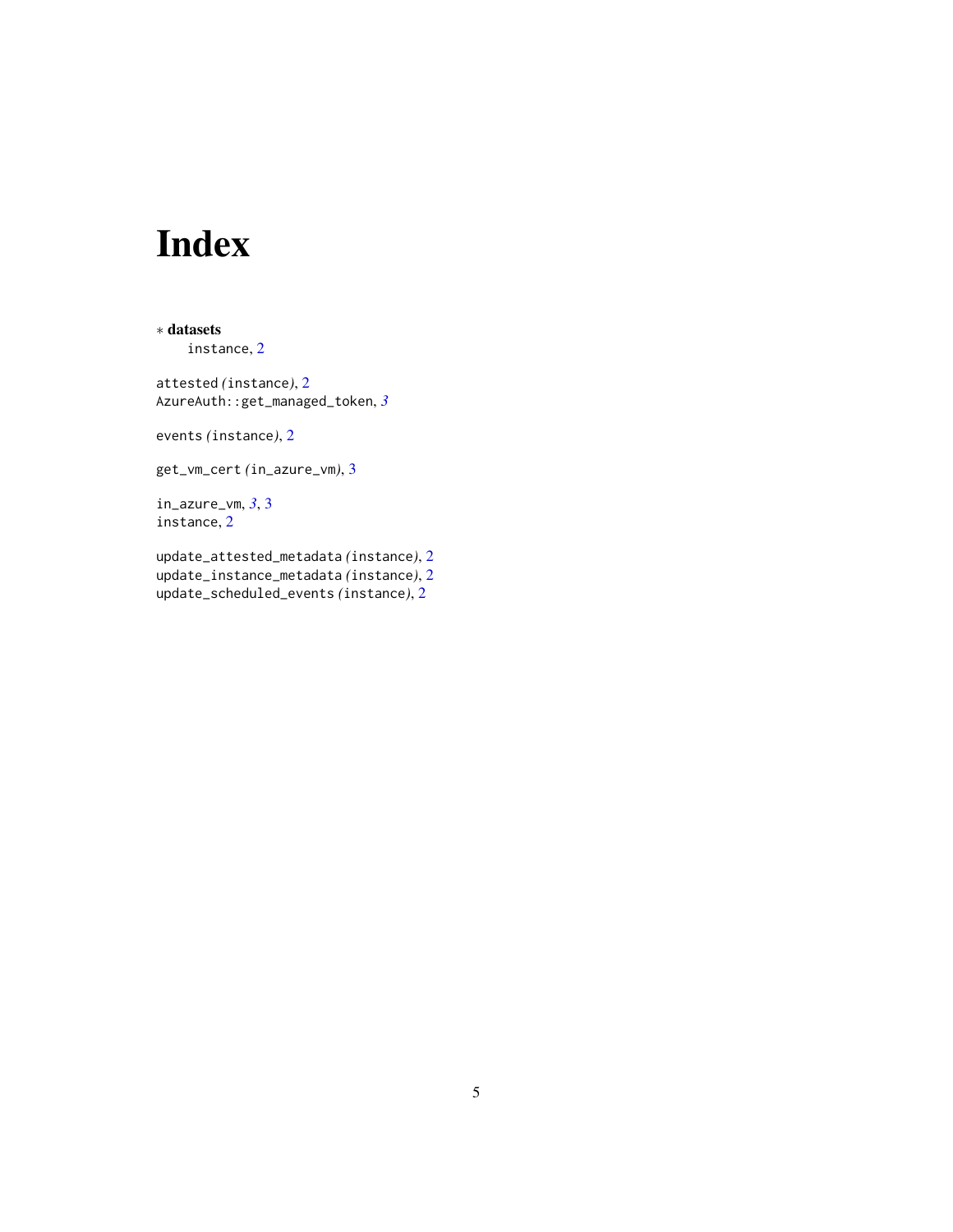# Index

∗ **datasets**

    instance, 2

attested *(*instance*)*, 2
AzureAuth::get_managed_token, *3*

events *(*instance*)*, 2

get_vm_cert *(*in_azure_vm*)*, 3

in_azure_vm, *3*, 3
instance, 2

update_attested_metadata *(*instance*)*, 2
update_instance_metadata *(*instance*)*, 2
update_scheduled_events *(*instance*)*, 2